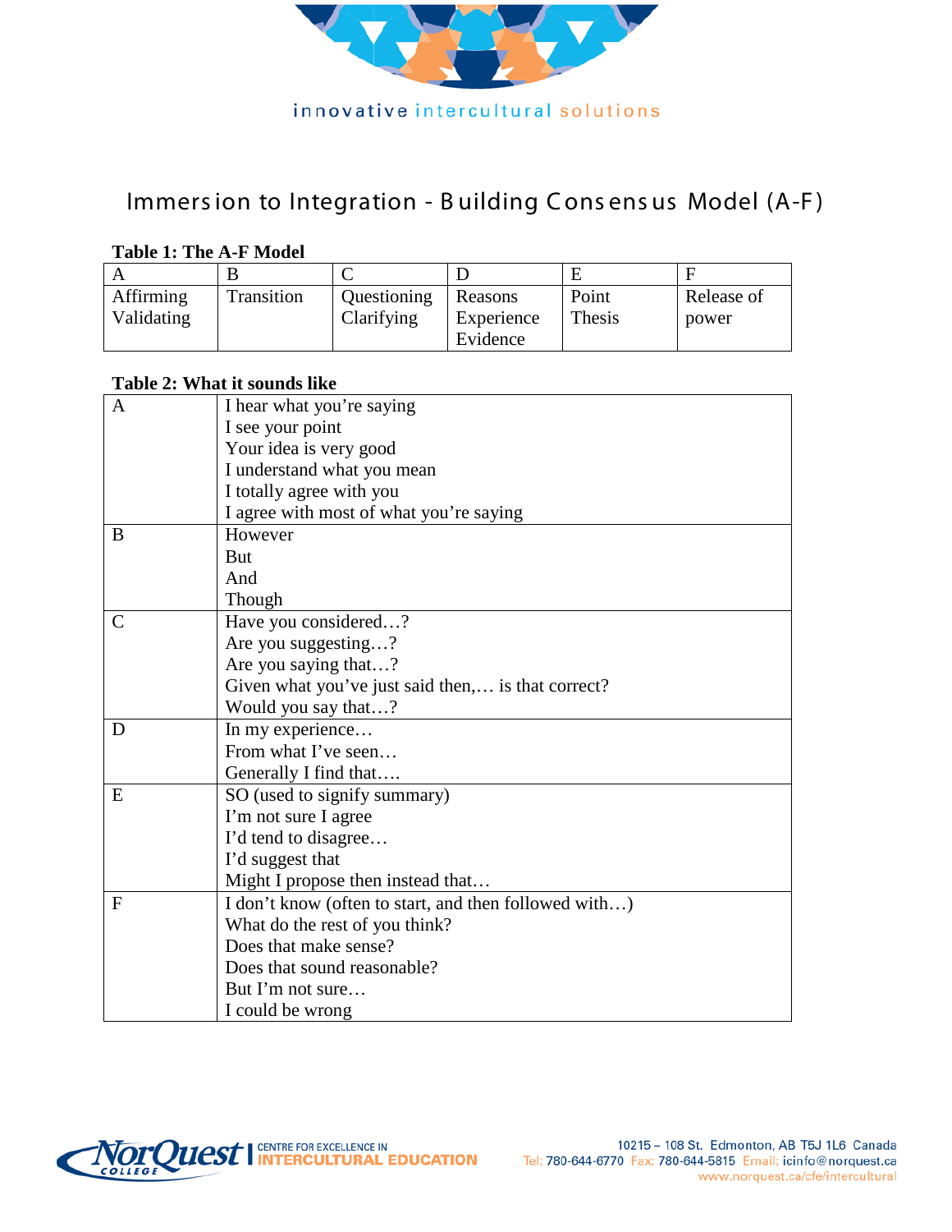innovative intercultural solutions

# Immersion to Integration - Building Consensus Model (A-F)

**Table 1: The A-F Model**

| A | B | C | D | E | F |
|---|---|---|---|---|---|
| Affirming<br>Validating | Transition | Questioning<br>Clarifying | Reasons<br>Experience<br>Evidence | Point<br>Thesis | Release of power |

**Table 2: What it sounds like**

| | |
|---|---|
| A | I hear what you're saying<br>I see your point<br>Your idea is very good<br>I understand what you mean<br>I totally agree with you<br>I agree with most of what you're saying |
| B | However<br>But<br>And<br>Though |
| C | Have you considered…?<br>Are you suggesting…?<br>Are you saying that…?<br>Given what you've just said then,… is that correct?<br>Would you say that…? |
| D | In my experience…<br>From what I've seen…<br>Generally I find that…. |
| E | SO (used to signify summary)<br>I'm not sure I agree<br>I'd tend to disagree…<br>I'd suggest that<br>Might I propose then instead that… |
| F | I don't know (often to start, and then followed with…)<br>What do the rest of you think?<br>Does that make sense?<br>Does that sound reasonable?<br>But I'm not sure…<br>I could be wrong |

NorQuest College | CENTRE FOR EXCELLENCE IN INTERCULTURAL EDUCATION

10215 – 108 St. Edmonton, AB T5J 1L6 Canada
Tel: 780-644-6770 Fax: 780-644-5815 Email: icinfo@norquest.ca
www.norquest.ca/cfe/intercultural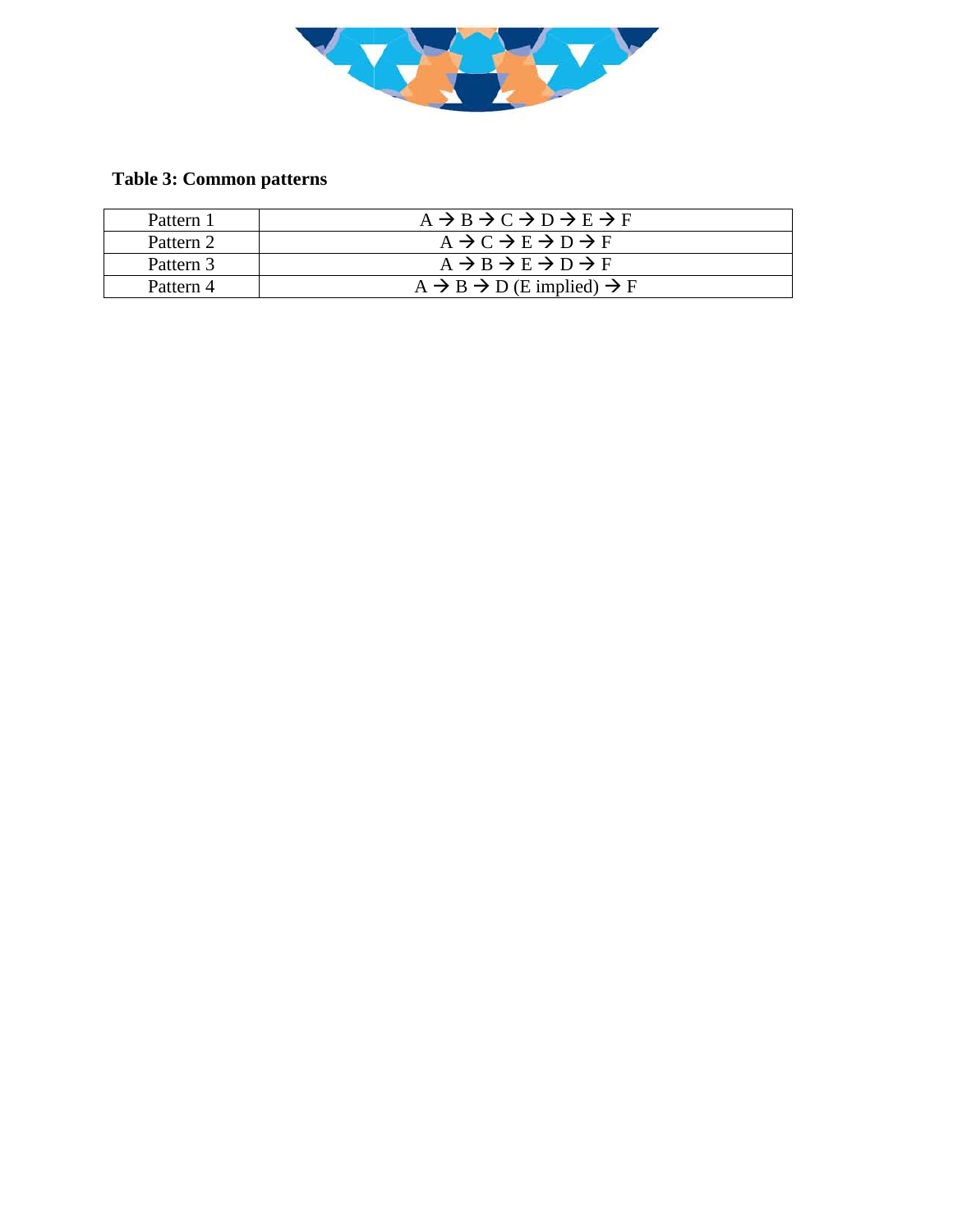**Table 3: Common patterns**

| | |
|---|---|
| Pattern 1 | A → B → C → D → E → F |
| Pattern 2 | A → C → E → D → F |
| Pattern 3 | A → B → E → D → F |
| Pattern 4 | A → B → D (E implied) → F |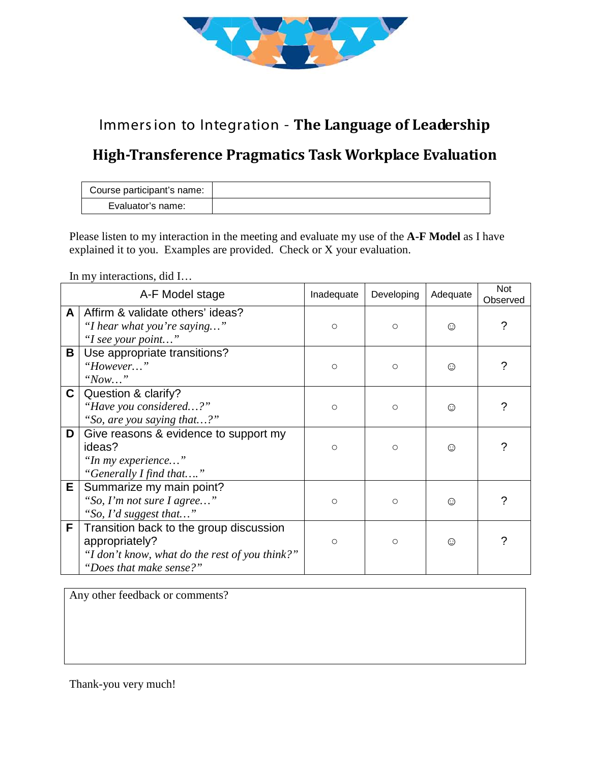# Immersion to Integration - **The Language of Leadership**

## High-Transference Pragmatics Task Workplace Evaluation

| Course participant's name: | |
|---|---|
| Evaluator's name: | |

Please listen to my interaction in the meeting and evaluate my use of the **A-F Model** as I have explained it to you. Examples are provided. Check or X your evaluation.

In my interactions, did I…

| | A-F Model stage | Inadequate | Developing | Adequate | Not Observed |
|---|---|---|---|---|---|
| **A** | Affirm & validate others' ideas? *"I hear what you're saying…"* *"I see your point…"* | ○ | ○ | ☺ | ? |
| **B** | Use appropriate transitions? *"However…"* *"Now…"* | ○ | ○ | ☺ | ? |
| **C** | Question & clarify? *"Have you considered…?"* *"So, are you saying that…?"* | ○ | ○ | ☺ | ? |
| **D** | Give reasons & evidence to support my ideas? *"In my experience…"* *"Generally I find that…."* | ○ | ○ | ☺ | ? |
| **E** | Summarize my main point? *"So, I'm not sure I agree…"* *"So, I'd suggest that…"* | ○ | ○ | ☺ | ? |
| **F** | Transition back to the group discussion appropriately? *"I don't know, what do the rest of you think?"* *"Does that make sense?"* | ○ | ○ | ☺ | ? |

| Any other feedback or comments? |
|---|
| |

Thank-you very much!